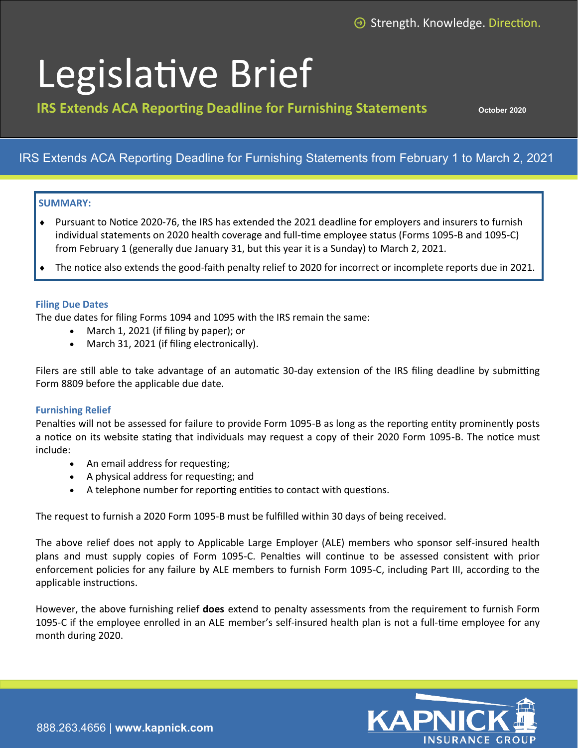Strength. Knowledge. Direction.

# Legislative Brief

**IRS Extends ACA Reporting Deadline for Furnishing Statements**

October 2020

## IRS Extends ACA Reporting Deadline for Furnishing Statements from February 1 to March 2, 2021

**SUMMARY:**

- Pursuant to Notice 2020-76, the IRS has extended the 2021 deadline for employers and insurers to furnish individual statements on 2020 health coverage and full-time employee status (Forms 1095-B and 1095-C) from February 1 (generally due January 31, but this year it is a Sunday) to March 2, 2021.
- The notice also extends the good-faith penalty relief to 2020 for incorrect or incomplete reports due in 2021.

### Filing Due Dates

The due dates for filing Forms 1094 and 1095 with the IRS remain the same:

- March 1, 2021 (if filing by paper); or
- March 31, 2021 (if filing electronically).

Filers are still able to take advantage of an automatic 30-day extension of the IRS filing deadline by submitting Form 8809 before the applicable due date.

### Furnishing Relief

Penalties will not be assessed for failure to provide Form 1095-B as long as the reporting entity prominently posts a notice on its website stating that individuals may request a copy of their 2020 Form 1095-B. The notice must include:

- An email address for requesting;
- A physical address for requesting; and
- A telephone number for reporting entities to contact with questions.

The request to furnish a 2020 Form 1095-B must be fulfilled within 30 days of being received.

The above relief does not apply to Applicable Large Employer (ALE) members who sponsor self-insured health plans and must supply copies of Form 1095-C. Penalties will continue to be assessed consistent with prior enforcement policies for any failure by ALE members to furnish Form 1095-C, including Part III, according to the applicable instructions.

However, the above furnishing relief **does** extend to penalty assessments from the requirement to furnish Form 1095-C if the employee enrolled in an ALE member's self-insured health plan is not a full-time employee for any month during 2020.

888.263.4656 | **www.kapnick.com**

KAPNICK INSURANCE GROUP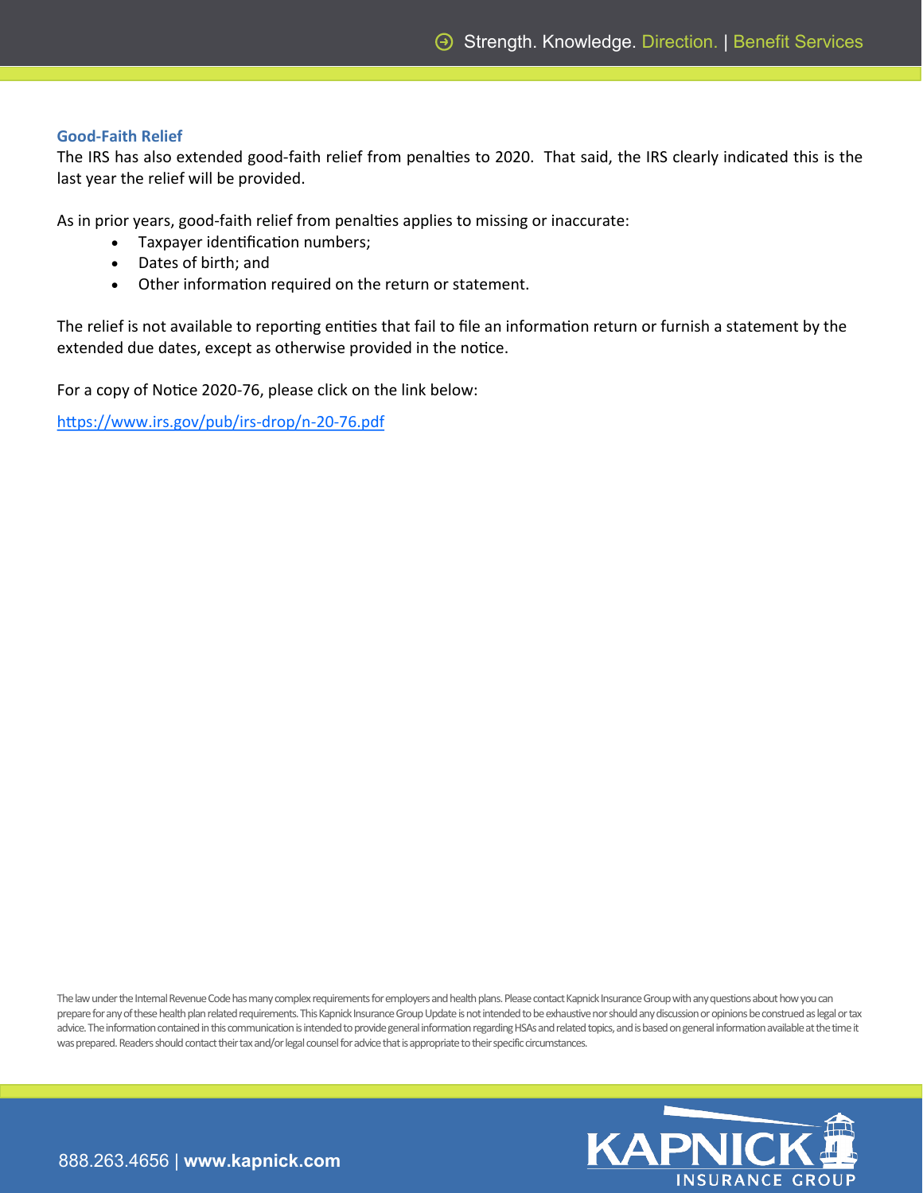### Good-Faith Relief

The IRS has also extended good-faith relief from penalties to 2020. That said, the IRS clearly indicated this is the last year the relief will be provided.

As in prior years, good-faith relief from penalties applies to missing or inaccurate:

- Taxpayer identification numbers;
- Dates of birth; and
- Other information required on the return or statement.

The relief is not available to reporting entities that fail to file an information return or furnish a statement by the extended due dates, except as otherwise provided in the notice.

For a copy of Notice 2020-76, please click on the link below:

https://www.irs.gov/pub/irs-drop/n-20-76.pdf

The law under the Internal Revenue Code has many complex requirements for employers and health plans. Please contact Kapnick Insurance Group with any questions about how you can prepare for any of these health plan related requirements. This Kapnick Insurance Group Update is not intended to be exhaustive nor should any discussion or opinions be construed as legal or tax advice. The information contained in this communication is intended to provide general information regarding HSAs and related topics, and is based on general information available at the time it was prepared. Readers should contact their tax and/or legal counsel for advice that is appropriate to their specific circumstances.